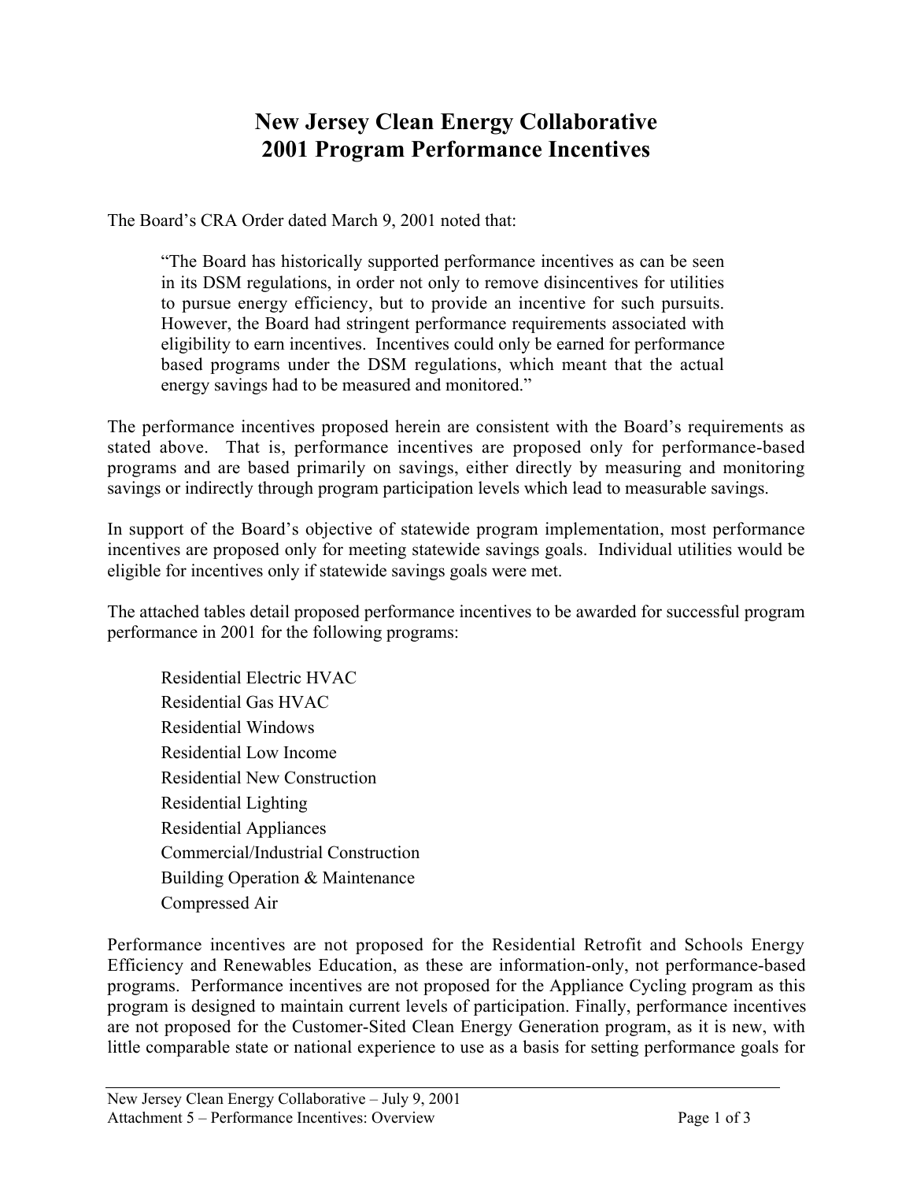# New Jersey Clean Energy Collaborative
# 2001 Program Performance Incentives

The Board's CRA Order dated March 9, 2001 noted that:

> "The Board has historically supported performance incentives as can be seen in its DSM regulations, in order not only to remove disincentives for utilities to pursue energy efficiency, but to provide an incentive for such pursuits. However, the Board had stringent performance requirements associated with eligibility to earn incentives. Incentives could only be earned for performance based programs under the DSM regulations, which meant that the actual energy savings had to be measured and monitored."

The performance incentives proposed herein are consistent with the Board's requirements as stated above. That is, performance incentives are proposed only for performance-based programs and are based primarily on savings, either directly by measuring and monitoring savings or indirectly through program participation levels which lead to measurable savings.

In support of the Board's objective of statewide program implementation, most performance incentives are proposed only for meeting statewide savings goals. Individual utilities would be eligible for incentives only if statewide savings goals were met.

The attached tables detail proposed performance incentives to be awarded for successful program performance in 2001 for the following programs:

- Residential Electric HVAC
- Residential Gas HVAC
- Residential Windows
- Residential Low Income
- Residential New Construction
- Residential Lighting
- Residential Appliances
- Commercial/Industrial Construction
- Building Operation & Maintenance
- Compressed Air

Performance incentives are not proposed for the Residential Retrofit and Schools Energy Efficiency and Renewables Education, as these are information-only, not performance-based programs. Performance incentives are not proposed for the Appliance Cycling program as this program is designed to maintain current levels of participation. Finally, performance incentives are not proposed for the Customer-Sited Clean Energy Generation program, as it is new, with little comparable state or national experience to use as a basis for setting performance goals for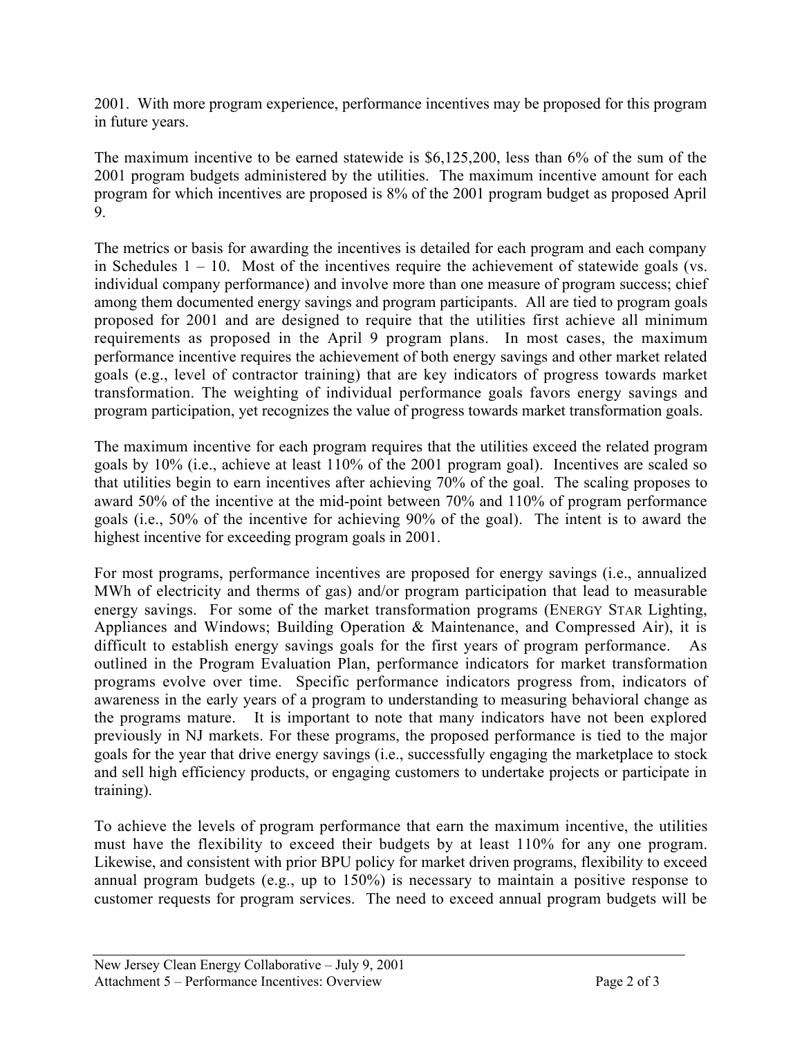2001. With more program experience, performance incentives may be proposed for this program in future years.

The maximum incentive to be earned statewide is $6,125,200, less than 6% of the sum of the 2001 program budgets administered by the utilities. The maximum incentive amount for each program for which incentives are proposed is 8% of the 2001 program budget as proposed April 9.

The metrics or basis for awarding the incentives is detailed for each program and each company in Schedules 1 – 10. Most of the incentives require the achievement of statewide goals (vs. individual company performance) and involve more than one measure of program success; chief among them documented energy savings and program participants. All are tied to program goals proposed for 2001 and are designed to require that the utilities first achieve all minimum requirements as proposed in the April 9 program plans. In most cases, the maximum performance incentive requires the achievement of both energy savings and other market related goals (e.g., level of contractor training) that are key indicators of progress towards market transformation. The weighting of individual performance goals favors energy savings and program participation, yet recognizes the value of progress towards market transformation goals.

The maximum incentive for each program requires that the utilities exceed the related program goals by 10% (i.e., achieve at least 110% of the 2001 program goal). Incentives are scaled so that utilities begin to earn incentives after achieving 70% of the goal. The scaling proposes to award 50% of the incentive at the mid-point between 70% and 110% of program performance goals (i.e., 50% of the incentive for achieving 90% of the goal). The intent is to award the highest incentive for exceeding program goals in 2001.

For most programs, performance incentives are proposed for energy savings (i.e., annualized MWh of electricity and therms of gas) and/or program participation that lead to measurable energy savings. For some of the market transformation programs (ENERGY STAR Lighting, Appliances and Windows; Building Operation & Maintenance, and Compressed Air), it is difficult to establish energy savings goals for the first years of program performance. As outlined in the Program Evaluation Plan, performance indicators for market transformation programs evolve over time. Specific performance indicators progress from, indicators of awareness in the early years of a program to understanding to measuring behavioral change as the programs mature. It is important to note that many indicators have not been explored previously in NJ markets. For these programs, the proposed performance is tied to the major goals for the year that drive energy savings (i.e., successfully engaging the marketplace to stock and sell high efficiency products, or engaging customers to undertake projects or participate in training).

To achieve the levels of program performance that earn the maximum incentive, the utilities must have the flexibility to exceed their budgets by at least 110% for any one program. Likewise, and consistent with prior BPU policy for market driven programs, flexibility to exceed annual program budgets (e.g., up to 150%) is necessary to maintain a positive response to customer requests for program services. The need to exceed annual program budgets will be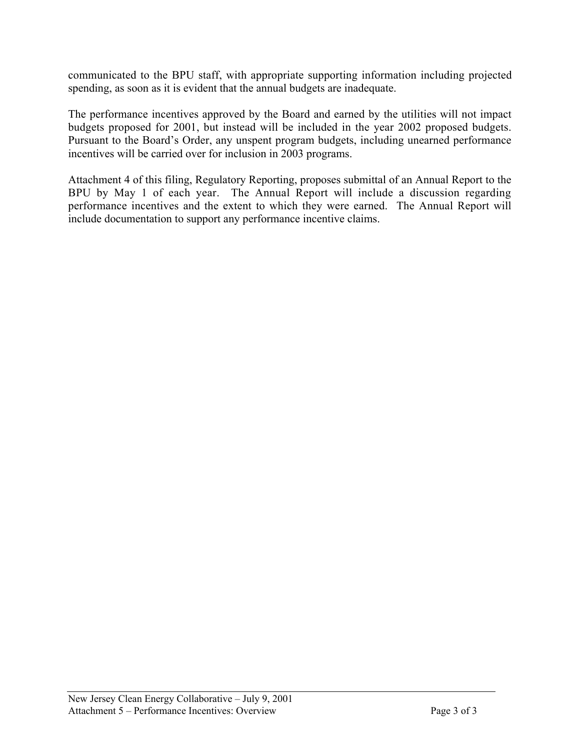communicated to the BPU staff, with appropriate supporting information including projected spending, as soon as it is evident that the annual budgets are inadequate.

The performance incentives approved by the Board and earned by the utilities will not impact budgets proposed for 2001, but instead will be included in the year 2002 proposed budgets. Pursuant to the Board's Order, any unspent program budgets, including unearned performance incentives will be carried over for inclusion in 2003 programs.

Attachment 4 of this filing, Regulatory Reporting, proposes submittal of an Annual Report to the BPU by May 1 of each year. The Annual Report will include a discussion regarding performance incentives and the extent to which they were earned. The Annual Report will include documentation to support any performance incentive claims.